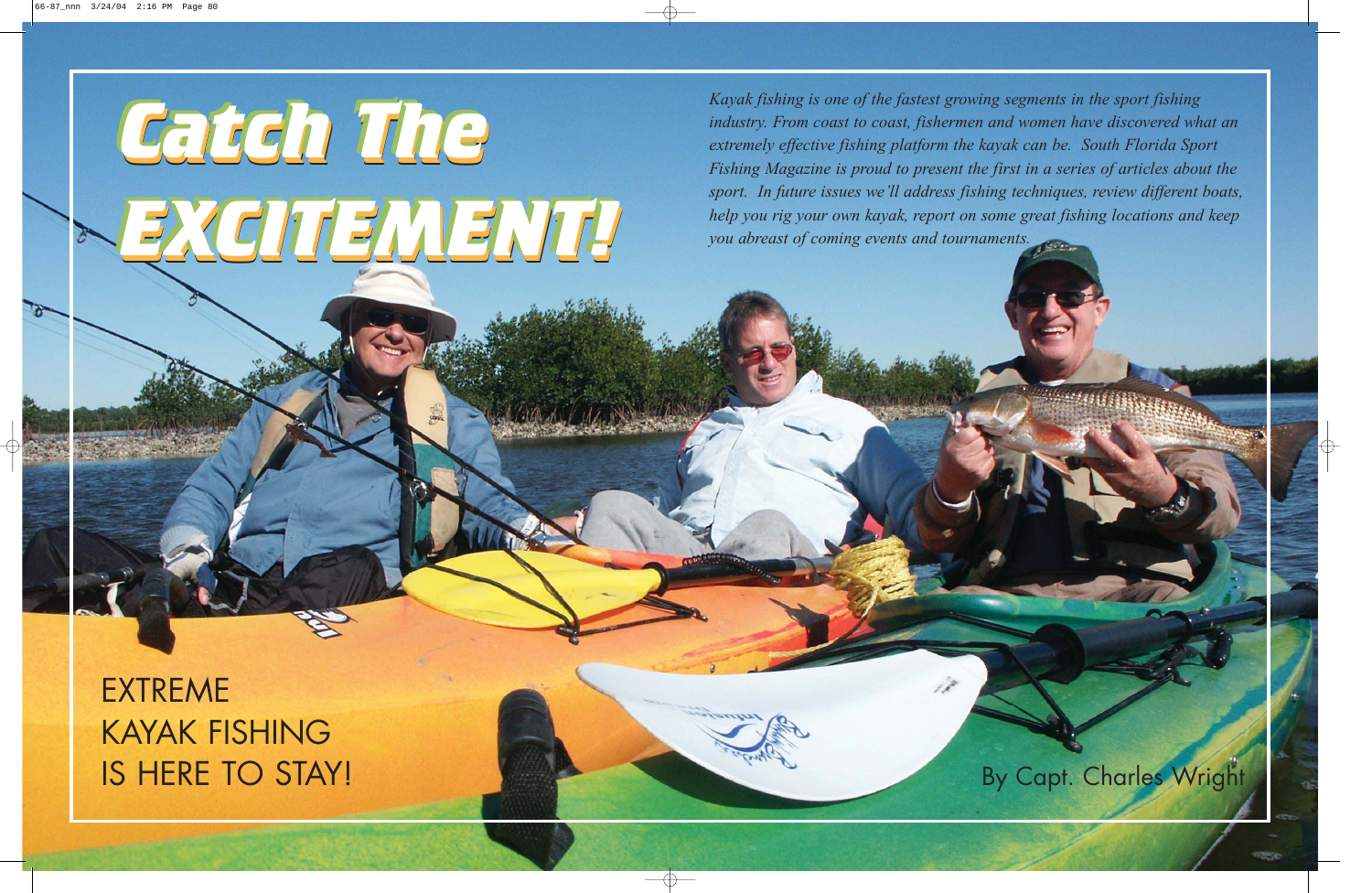# Catch The EXCITEMENT!

*Kayak fishing is one of the fastest growing segments in the sport fishing industry. From coast to coast, fishermen and women have discovered what an extremely effective fishing platform the kayak can be. South Florida Sport Fishing Magazine is proud to present the first in a series of articles about the sport. In future issues we'll address fishing techniques, review different boats, help you rig your own kayak, report on some great fishing locations and keep you abreast of coming events and tournaments.*

## EXTREME KAYAK FISHING IS HERE TO STAY!

By Capt. Charles Wright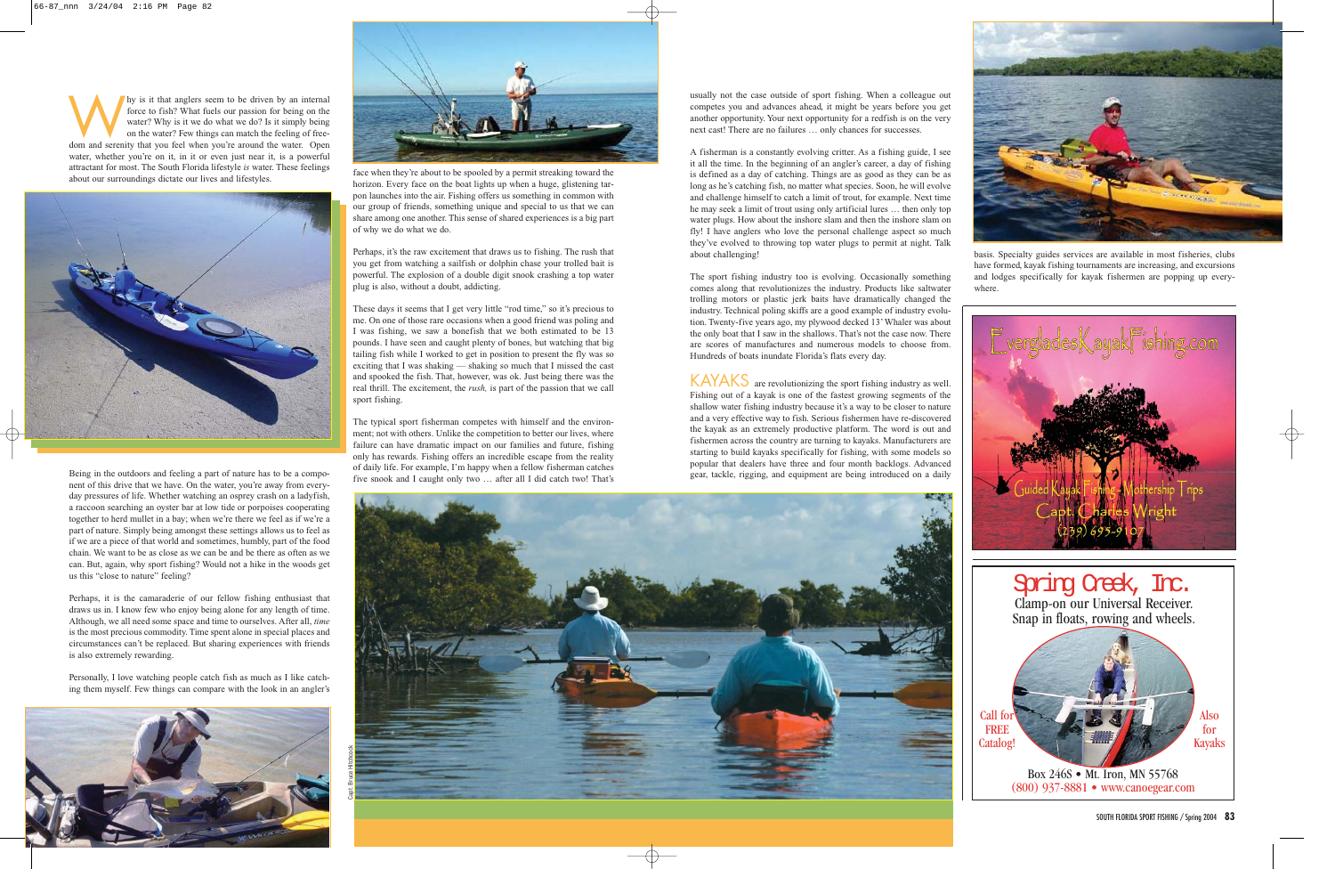Why is it that anglers seem to be driven by an internal force to fish? What fuels our passion for being on the water? Why is it we do what we do? Is it simply being on the water? Few things can match the feeling of freedom and serenity that you feel when you're around the water. Open water, whether you're on it, in it or even just near it, is a powerful attractant for most. The South Florida lifestyle *is* water. These feelings about our surroundings dictate our lives and lifestyles.

Being in the outdoors and feeling a part of nature has to be a component of this drive that we have. On the water, you're away from everyday pressures of life. Whether watching an osprey crash on a ladyfish, a raccoon searching an oyster bar at low tide or porpoises cooperating together to herd mullet in a bay; when we're there we feel as if we're a part of nature. Simply being amongst these settings allows us to feel as if we are a piece of that world and sometimes, humbly, part of the food chain. We want to be as close as we can be and be there as often as we can. But, again, why sport fishing? Would not a hike in the woods get us this "close to nature" feeling?

Perhaps, it is the camaraderie of our fellow fishing enthusiast that draws us in. I know few who enjoy being alone for any length of time. Although, we all need some space and time to ourselves. After all, *time* is the most precious commodity. Time spent alone in special places and circumstances can't be replaced. But sharing experiences with friends is also extremely rewarding.

Personally, I love watching people catch fish as much as I like catching them myself. Few things can compare with the look in an angler's face when they're about to be spooled by a permit streaking toward the horizon. Every face on the boat lights up when a huge, glistening tarpon launches into the air. Fishing offers us something in common with our group of friends, something unique and special to us that we can share among one another. This sense of shared experiences is a big part of why we do what we do.

Perhaps, it's the raw excitement that draws us to fishing. The rush that you get from watching a sailfish or dolphin chase your trolled bait is powerful. The explosion of a double digit snook crashing a top water plug is also, without a doubt, addicting.

These days it seems that I get very little "rod time," so it's precious to me. On one of those rare occasions when a good friend was poling and I was fishing, we saw a bonefish that we both estimated to be 13 pounds. I have seen and caught plenty of bones, but watching that big tailing fish while I worked to get in position to present the fly was so exciting that I was shaking — shaking so much that I missed the cast and spooked the fish. That, however, was ok. Just being there was the real thrill. The excitement, the *rush,* is part of the passion that we call sport fishing.

The typical sport fisherman competes with himself and the environment; not with others. Unlike the competition to better our lives, where failure can have dramatic impact on our families and future, fishing only has rewards. Fishing offers an incredible escape from the reality of daily life. For example, I'm happy when a fellow fisherman catches five snook and I caught only two … after all I did catch two! That's usually not the case outside of sport fishing. When a colleague out competes you and advances ahead, it might be years before you get another opportunity. Your next opportunity for a redfish is on the very next cast! There are no failures … only chances for successes.

A fisherman is a constantly evolving critter. As a fishing guide, I see it all the time. In the beginning of an angler's career, a day of fishing is defined as a day of catching. Things are as good as they can be as long as he's catching fish, no matter what species. Soon, he will evolve and challenge himself to catch a limit of trout, for example. Next time he may seek a limit of trout using only artificial lures … then only top water plugs. How about the inshore slam and then the inshore slam on fly! I have anglers who love the personal challenge aspect so much they've evolved to throwing top water plugs to permit at night. Talk about challenging!

The sport fishing industry too is evolving. Occasionally something comes along that revolutionizes the industry. Products like saltwater trolling motors or plastic jerk baits have dramatically changed the industry. Technical poling skiffs are a good example of industry evolution. Twenty-five years ago, my plywood decked 13' Whaler was about the only boat that I saw in the shallows. That's not the case now. There are scores of manufactures and numerous models to choose from. Hundreds of boats inundate Florida's flats every day.

KAYAKS are revolutionizing the sport fishing industry as well. Fishing out of a kayak is one of the fastest growing segments of the shallow water fishing industry because it's a way to be closer to nature and a very effective way to fish. Serious fishermen have re-discovered the kayak as an extremely productive platform. The word is out and fishermen across the country are turning to kayaks. Manufacturers are starting to build kayaks specifically for fishing, with some models so popular that dealers have three and four month backlogs. Advanced gear, tackle, rigging, and equipment are being introduced on a daily basis. Specialty guides services are available in most fisheries, clubs have formed, kayak fishing tournaments are increasing, and excursions and lodges specifically for kayak fishermen are popping up everywhere.

Capt. Bruce Hitchcock

EvergladesKayakFishing.com

Guided Kayak Fishing • Mothership Trips

Capt. Charles Wright

(239) 695-9107

Spring Creek, Inc.

Clamp-on our Universal Receiver.
Snap in floats, rowing and wheels.

Call for FREE Catalog!

Also for Kayaks

Box 246S • Mt. Iron, MN 55768

(800) 937-8881 • www.canoegear.com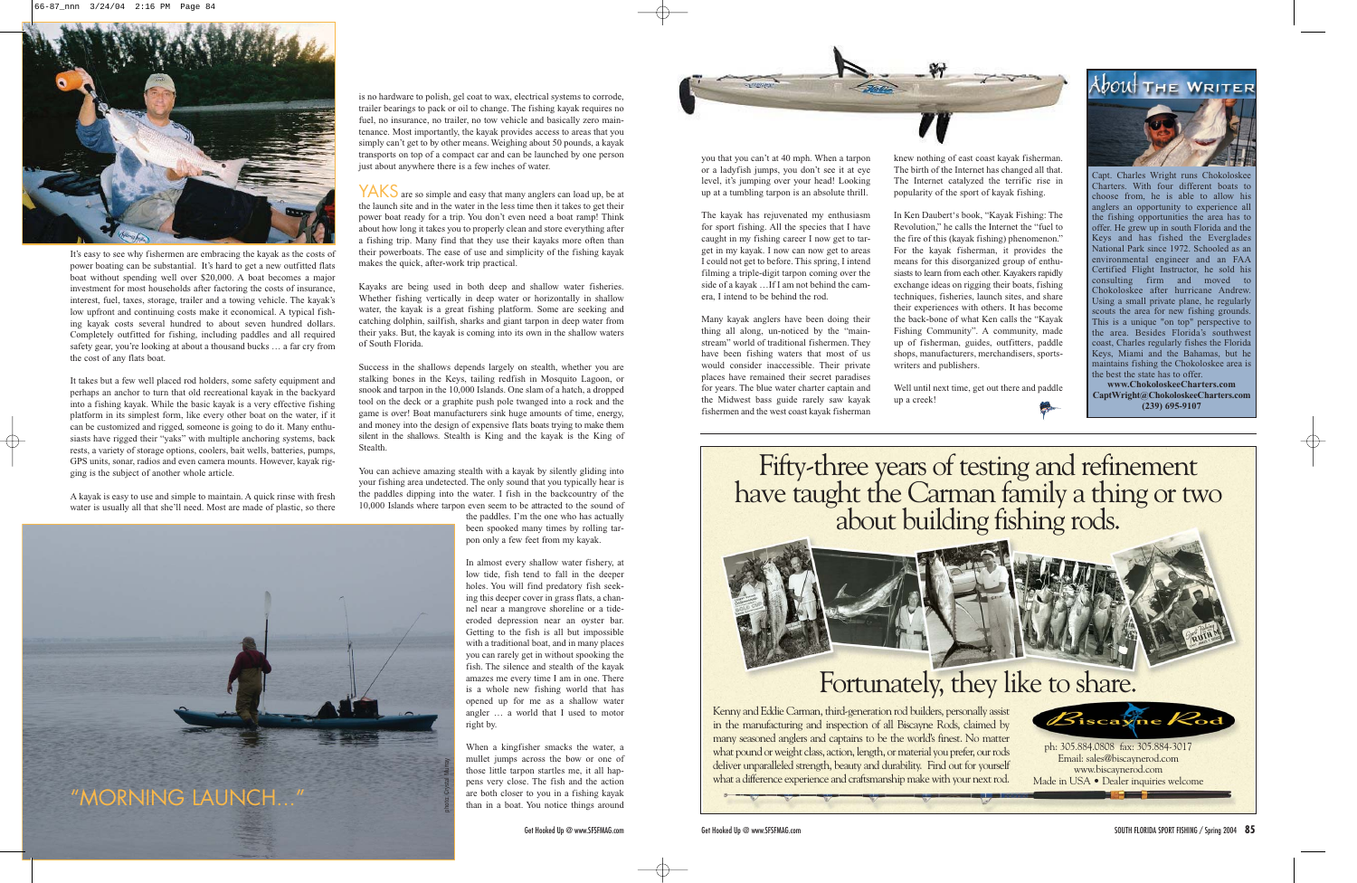It's easy to see why fishermen are embracing the kayak as the costs of power boating can be substantial. It's hard to get a new outfitted flats boat without spending well over $20,000. A boat becomes a major investment for most households after factoring the costs of insurance, interest, fuel, taxes, storage, trailer and a towing vehicle. The kayak's low upfront and continuing costs make it economical. A typical fishing kayak costs several hundred to about seven hundred dollars. Completely outfitted for fishing, including paddles and all required safety gear, you're looking at about a thousand bucks … a far cry from the cost of any flats boat.

It takes but a few well placed rod holders, some safety equipment and perhaps an anchor to turn that old recreational kayak in the backyard into a fishing kayak. While the basic kayak is a very effective fishing platform in its simplest form, like every other boat on the water, if it can be customized and rigged, someone is going to do it. Many enthusiasts have rigged their "yaks" with multiple anchoring systems, back rests, a variety of storage options, coolers, bait wells, batteries, pumps, GPS units, sonar, radios and even camera mounts. However, kayak rigging is the subject of another whole article.

A kayak is easy to use and simple to maintain. A quick rinse with fresh water is usually all that she'll need. Most are made of plastic, so there is no hardware to polish, gel coat to wax, electrical systems to corrode, trailer bearings to pack or oil to change. The fishing kayak requires no fuel, no insurance, no trailer, no tow vehicle and basically zero maintenance. Most importantly, the kayak provides access to areas that you simply can't get to by other means. Weighing about 50 pounds, a kayak transports on top of a compact car and can be launched by one person just about anywhere there is a few inches of water.

YAKS are so simple and easy that many anglers can load up, be at the launch site and in the water in the less time then it takes to get their power boat ready for a trip. You don't even need a boat ramp! Think about how long it takes you to properly clean and store everything after a fishing trip. Many find that they use their kayaks more often than their powerboats. The ease of use and simplicity of the fishing kayak makes the quick, after-work trip practical.

Kayaks are being used in both deep and shallow water fisheries. Whether fishing vertically in deep water or horizontally in shallow water, the kayak is a great fishing platform. Some are seeking and catching dolphin, sailfish, sharks and giant tarpon in deep water from their yaks. But, the kayak is coming into its own in the shallow waters of South Florida.

Success in the shallows depends largely on stealth, whether you are stalking bones in the Keys, tailing redfish in Mosquito Lagoon, or snook and tarpon in the 10,000 Islands. One slam of a hatch, a dropped tool on the deck or a graphite push pole twanged into a rock and the game is over! Boat manufacturers sink huge amounts of time, energy, and money into the design of expensive flats boats trying to make them silent in the shallows. Stealth is King and the kayak is the King of Stealth.

You can achieve amazing stealth with a kayak by silently gliding into your fishing area undetected. The only sound that you typically hear is the paddles dipping into the water. I fish in the backcountry of the 10,000 Islands where tarpon even seem to be attracted to the sound of the paddles. I'm the one who has actually been spooked many times by rolling tarpon only a few feet from my kayak.

In almost every shallow water fishery, at low tide, fish tend to fall in the deeper holes. You will find predatory fish seeking this deeper cover in grass flats, a channel near a mangrove shoreline or a tide-eroded depression near an oyster bar. Getting to the fish is all but impossible with a traditional boat, and in many places you can rarely get in without spooking the fish. The silence and stealth of the kayak amazes me every time I am in one. There is a whole new fishing world that has opened up for me as a shallow water angler … a world that I used to motor right by.

When a kingfisher smacks the water, a mullet jumps across the bow or one of those little tarpon startles me, it all happens very close. The fish and the action are both closer to you in a fishing kayak than in a boat. You notice things around you that you can't at 40 mph. When a tarpon or a ladyfish jumps, you don't see it at eye level, it's jumping over your head! Looking up at a tumbling tarpon is an absolute thrill.

"MORNING LAUNCH…"

photo: Crystal Murray

The kayak has rejuvenated my enthusiasm for sport fishing. All the species that I have caught in my fishing career I now get to target in my kayak. I now can get to areas I could not get to before. This spring, I intend filming a triple-digit tarpon coming over the side of a kayak …If I am not behind the camera, I intend to be behind the rod.

Many kayak anglers have been doing their thing all along, un-noticed by the "mainstream" world of traditional fishermen. They have been fishing waters that most of us would consider inaccessible. Their private places have remained their secret paradises for years. The blue water charter captain and the Midwest bass guide rarely saw kayak fishermen and the west coast kayak fisherman knew nothing of east coast kayak fisherman. The birth of the Internet has changed all that. The Internet catalyzed the terrific rise in popularity of the sport of kayak fishing.

In Ken Daubert's book, "Kayak Fishing: The Revolution," he calls the Internet the "fuel to the fire of this (kayak fishing) phenomenon." For the kayak fisherman, it provides the means for this disorganized group of enthusiasts to learn from each other. Kayakers rapidly exchange ideas on rigging their boats, fishing techniques, fisheries, launch sites, and share their experiences with others. It has become the back-bone of what Ken calls the "Kayak Fishing Community". A community, made up of fisherman, guides, outfitters, paddle shops, manufacturers, merchandisers, sportswriters and publishers.

Well until next time, get out there and paddle up a creek!

## About THE WRITER

Capt. Charles Wright runs Chokoloskee Charters. With four different boats to choose from, he is able to allow his anglers an opportunity to experience all the fishing opportunities the area has to offer. He grew up in south Florida and the Keys and has fished the Everglades National Park since 1972. Schooled as an environmental engineer and an FAA Certified Flight Instructor, he sold his consulting firm and moved to Chokoloskee after hurricane Andrew. Using a small private plane, he regularly scouts the area for new fishing grounds. This is a unique "on top" perspective to the area. Besides Florida's southwest coast, Charles regularly fishes the Florida Keys, Miami and the Bahamas, but he maintains fishing the Chokoloskee area is the best the state has to offer.

**www.ChokoloskeeCharters.com**
**CaptWright@ChokoloskeeCharters.com**
**(239) 695-9107**

Fifty-three years of testing and refinement have taught the Carman family a thing or two about building fishing rods.

Fortunately, they like to share.

Kenny and Eddie Carman, third-generation rod builders, personally assist in the manufacturing and inspection of all Biscayne Rods, claimed by many seasoned anglers and captains to be the world's finest. No matter what pound or weight class, action, length, or material you prefer, our rods deliver unparalleled strength, beauty and durability. Find out for yourself what a difference experience and craftsmanship make with your next rod.

Biscayne Rod

ph: 305.884.0808 fax: 305.884-3017
Email: sales@biscaynerod.com
www.biscaynerod.com
Made in USA • Dealer inquiries welcome